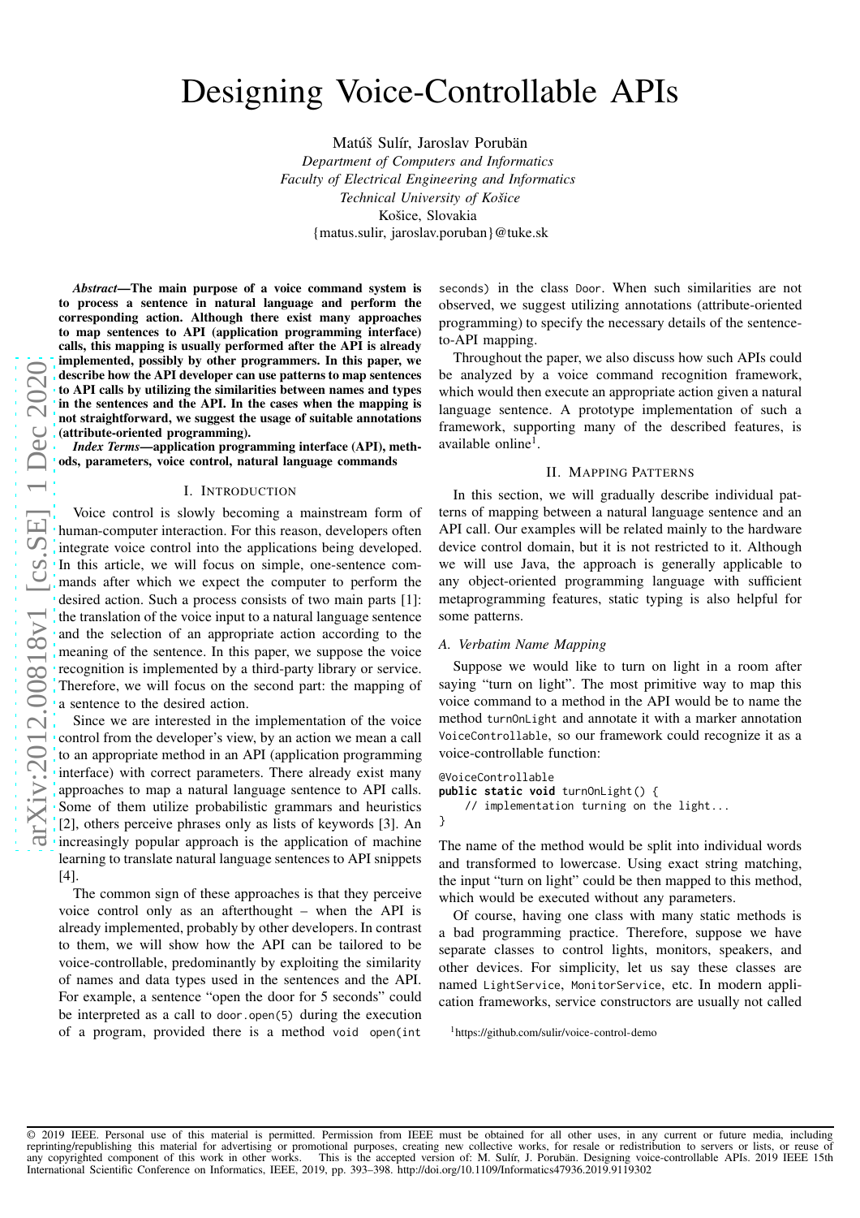# Designing Voice-Controllable APIs

Matúš Sulír, Jaroslav Porubän

*Department of Computers and Informatics*
*Faculty of Electrical Engineering and Informatics*
*Technical University of Košice*
Košice, Slovakia
{matus.sulir, jaroslav.poruban}@tuke.sk

***Abstract*—The main purpose of a voice command system is to process a sentence in natural language and perform the corresponding action. Although there exist many approaches to map sentences to API (application programming interface) calls, this mapping is usually performed after the API is already implemented, possibly by other programmers. In this paper, we describe how the API developer can use patterns to map sentences to API calls by utilizing the similarities between names and types in the sentences and the API. In the cases when the mapping is not straightforward, we suggest the usage of suitable annotations (attribute-oriented programming).**

***Index Terms*—application programming interface (API), methods, parameters, voice control, natural language commands**

## I. Introduction

Voice control is slowly becoming a mainstream form of human-computer interaction. For this reason, developers often integrate voice control into the applications being developed. In this article, we will focus on simple, one-sentence commands after which we expect the computer to perform the desired action. Such a process consists of two main parts [1]: the translation of the voice input to a natural language sentence and the selection of an appropriate action according to the meaning of the sentence. In this paper, we suppose the voice recognition is implemented by a third-party library or service. Therefore, we will focus on the second part: the mapping of a sentence to the desired action.

Since we are interested in the implementation of the voice control from the developer's view, by an action we mean a call to an appropriate method in an API (application programming interface) with correct parameters. There already exist many approaches to map a natural language sentence to API calls. Some of them utilize probabilistic grammars and heuristics [2], others perceive phrases only as lists of keywords [3]. An increasingly popular approach is the application of machine learning to translate natural language sentences to API snippets [4].

The common sign of these approaches is that they perceive voice control only as an afterthought – when the API is already implemented, probably by other developers. In contrast to them, we will show how the API can be tailored to be voice-controllable, predominantly by exploiting the similarity of names and data types used in the sentences and the API. For example, a sentence "open the door for 5 seconds" could be interpreted as a call to `door.open(5)` during the execution of a program, provided there is a method `void open(int seconds)` in the class `Door`. When such similarities are not observed, we suggest utilizing annotations (attribute-oriented programming) to specify the necessary details of the sentence-to-API mapping.

Throughout the paper, we also discuss how such APIs could be analyzed by a voice command recognition framework, which would then execute an appropriate action given a natural language sentence. A prototype implementation of such a framework, supporting many of the described features, is available online[1].

[1]https://github.com/sulir/voice-control-demo

## II. Mapping Patterns

In this section, we will gradually describe individual patterns of mapping between a natural language sentence and an API call. Our examples will be related mainly to the hardware device control domain, but it is not restricted to it. Although we will use Java, the approach is generally applicable to any object-oriented programming language with sufficient metaprogramming features, static typing is also helpful for some patterns.

### *A. Verbatim Name Mapping*

Suppose we would like to turn on light in a room after saying "turn on light". The most primitive way to map this voice command to a method in the API would be to name the method `turnOnLight` and annotate it with a marker annotation `VoiceControllable`, so our framework could recognize it as a voice-controllable function:

```
@VoiceControllable
public static void turnOnLight() {
    // implementation turning on the light...
}
```

The name of the method would be split into individual words and transformed to lowercase. Using exact string matching, the input "turn on light" could be then mapped to this method, which would be executed without any parameters.

Of course, having one class with many static methods is a bad programming practice. Therefore, suppose we have separate classes to control lights, monitors, speakers, and other devices. For simplicity, let us say these classes are named `LightService`, `MonitorService`, etc. In modern application frameworks, service constructors are usually not called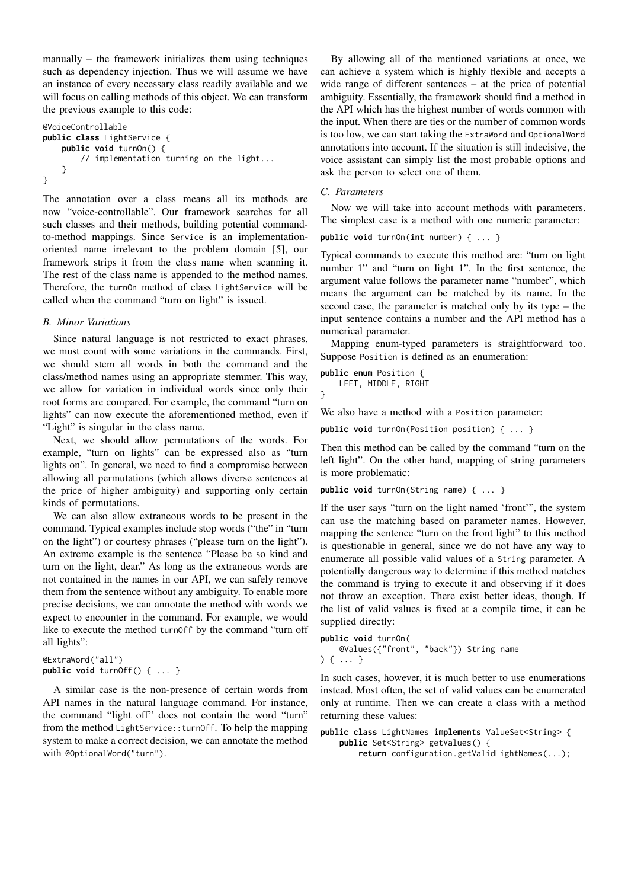manually – the framework initializes them using techniques such as dependency injection. Thus we will assume we have an instance of every necessary class readily available and we will focus on calling methods of this object. We can transform the previous example to this code:

```
@VoiceControllable
public class LightService {
    public void turnOn() {
        // implementation turning on the light...
    }
}
```

The annotation over a class means all its methods are now "voice-controllable". Our framework searches for all such classes and their methods, building potential command-to-method mappings. Since `Service` is an implementation-oriented name irrelevant to the problem domain [5], our framework strips it from the class name when scanning it. The rest of the class name is appended to the method names. Therefore, the `turnOn` method of class `LightService` will be called when the command "turn on light" is issued.

### B. Minor Variations

Since natural language is not restricted to exact phrases, we must count with some variations in the commands. First, we should stem all words in both the command and the class/method names using an appropriate stemmer. This way, we allow for variation in individual words since only their root forms are compared. For example, the command "turn on lights" can now execute the aforementioned method, even if "Light" is singular in the class name.

Next, we should allow permutations of the words. For example, "turn on lights" can be expressed also as "turn lights on". In general, we need to find a compromise between allowing all permutations (which allows diverse sentences at the price of higher ambiguity) and supporting only certain kinds of permutations.

We can also allow extraneous words to be present in the command. Typical examples include stop words ("the" in "turn on the light") or courtesy phrases ("please turn on the light"). An extreme example is the sentence "Please be so kind and turn on the light, dear." As long as the extraneous words are not contained in the names in our API, we can safely remove them from the sentence without any ambiguity. To enable more precise decisions, we can annotate the method with words we expect to encounter in the command. For example, we would like to execute the method `turnOff` by the command "turn off all lights":

```
@ExtraWord("all")
public void turnOff() { ... }
```

A similar case is the non-presence of certain words from API names in the natural language command. For instance, the command "light off" does not contain the word "turn" from the method `LightService::turnOff`. To help the mapping system to make a correct decision, we can annotate the method with `@OptionalWord("turn")`.

By allowing all of the mentioned variations at once, we can achieve a system which is highly flexible and accepts a wide range of different sentences – at the price of potential ambiguity. Essentially, the framework should find a method in the API which has the highest number of words common with the input. When there are ties or the number of common words is too low, we can start taking the `ExtraWord` and `OptionalWord` annotations into account. If the situation is still indecisive, the voice assistant can simply list the most probable options and ask the person to select one of them.

### C. Parameters

Now we will take into account methods with parameters. The simplest case is a method with one numeric parameter:

```
public void turnOn(int number) { ... }
```

Typical commands to execute this method are: "turn on light number 1" and "turn on light 1". In the first sentence, the argument value follows the parameter name "number", which means the argument can be matched by its name. In the second case, the parameter is matched only by its type – the input sentence contains a number and the API method has a numerical parameter.

Mapping enum-typed parameters is straightforward too. Suppose `Position` is defined as an enumeration:

```
public enum Position {
    LEFT, MIDDLE, RIGHT
}
```

We also have a method with a `Position` parameter:

```
public void turnOn(Position position) { ... }
```

Then this method can be called by the command "turn on the left light". On the other hand, mapping of string parameters is more problematic:

```
public void turnOn(String name) { ... }
```

If the user says "turn on the light named 'front'", the system can use the matching based on parameter names. However, mapping the sentence "turn on the front light" to this method is questionable in general, since we do not have any way to enumerate all possible valid values of a `String` parameter. A potentially dangerous way to determine if this method matches the command is trying to execute it and observing if it does not throw an exception. There exist better ideas, though. If the list of valid values is fixed at a compile time, it can be supplied directly:

```
public void turnOn(
    @Values({"front", "back"}) String name
) { ... }
```

In such cases, however, it is much better to use enumerations instead. Most often, the set of valid values can be enumerated only at runtime. Then we can create a class with a method returning these values:

```
public class LightNames implements ValueSet<String> {
    public Set<String> getValues() {
        return configuration.getValidLightNames(...);
```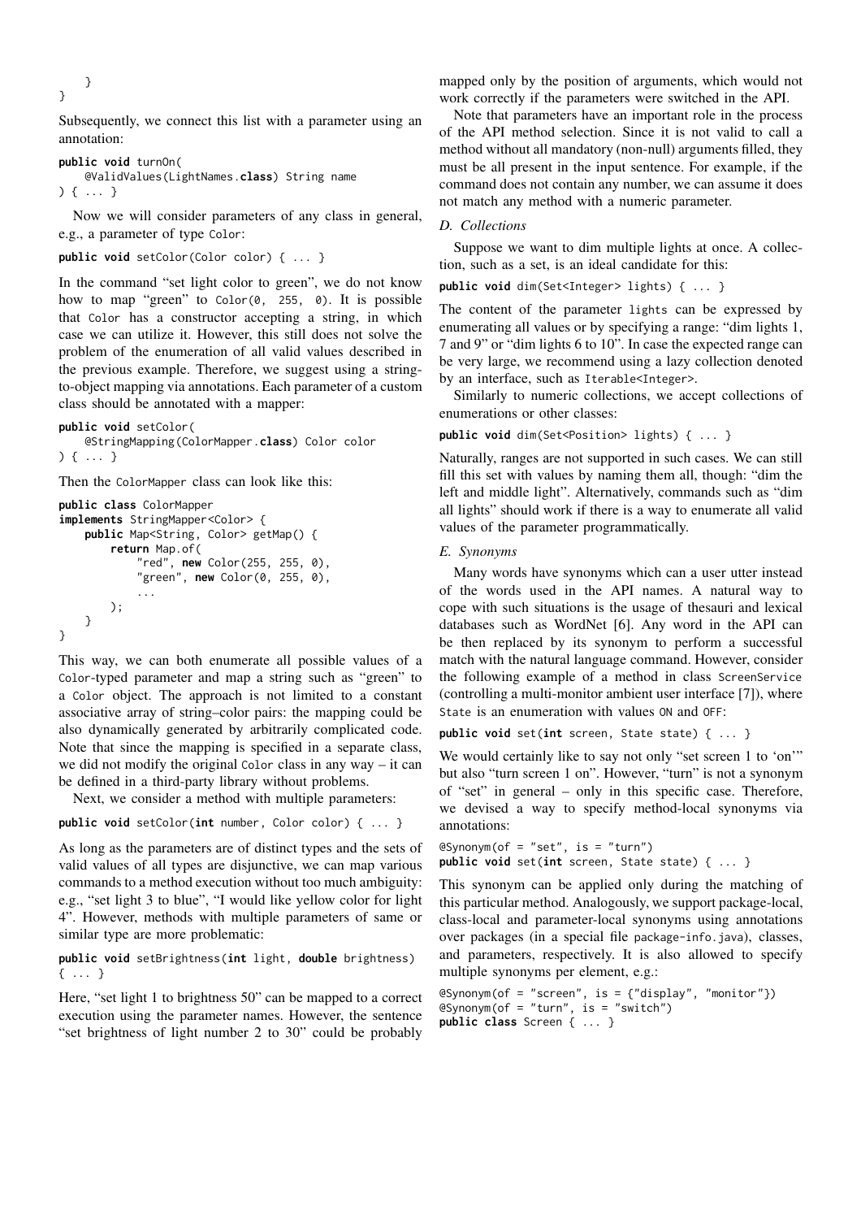```
    }
}
```

Subsequently, we connect this list with a parameter using an annotation:

```
public void turnOn(
    @ValidValues(LightNames.class) String name
) { ... }
```

Now we will consider parameters of any class in general, e.g., a parameter of type `Color`:

```
public void setColor(Color color) { ... }
```

In the command "set light color to green", we do not know how to map "green" to `Color(0, 255, 0)`. It is possible that `Color` has a constructor accepting a string, in which case we can utilize it. However, this still does not solve the problem of the enumeration of all valid values described in the previous example. Therefore, we suggest using a string-to-object mapping via annotations. Each parameter of a custom class should be annotated with a mapper:

```
public void setColor(
    @StringMapping(ColorMapper.class) Color color
) { ... }
```

Then the `ColorMapper` class can look like this:

```
public class ColorMapper
implements StringMapper<Color> {
    public Map<String, Color> getMap() {
        return Map.of(
            "red", new Color(255, 255, 0),
            "green", new Color(0, 255, 0),
            ...
        );
    }
}
```

This way, we can both enumerate all possible values of a `Color`-typed parameter and map a string such as "green" to a `Color` object. The approach is not limited to a constant associative array of string–color pairs: the mapping could be also dynamically generated by arbitrarily complicated code. Note that since the mapping is specified in a separate class, we did not modify the original `Color` class in any way – it can be defined in a third-party library without problems.

Next, we consider a method with multiple parameters:

```
public void setColor(int number, Color color) { ... }
```

As long as the parameters are of distinct types and the sets of valid values of all types are disjunctive, we can map various commands to a method execution without too much ambiguity: e.g., "set light 3 to blue", "I would like yellow color for light 4". However, methods with multiple parameters of same or similar type are more problematic:

```
public void setBrightness(int light, double brightness)
{ ... }
```

Here, "set light 1 to brightness 50" can be mapped to a correct execution using the parameter names. However, the sentence "set brightness of light number 2 to 30" could be probably mapped only by the position of arguments, which would not work correctly if the parameters were switched in the API.

Note that parameters have an important role in the process of the API method selection. Since it is not valid to call a method without all mandatory (non-null) arguments filled, they must be all present in the input sentence. For example, if the command does not contain any number, we can assume it does not match any method with a numeric parameter.

### *D. Collections*

Suppose we want to dim multiple lights at once. A collection, such as a set, is an ideal candidate for this:

```
public void dim(Set<Integer> lights) { ... }
```

The content of the parameter `lights` can be expressed by enumerating all values or by specifying a range: "dim lights 1, 7 and 9" or "dim lights 6 to 10". In case the expected range can be very large, we recommend using a lazy collection denoted by an interface, such as `Iterable<Integer>`.

Similarly to numeric collections, we accept collections of enumerations or other classes:

```
public void dim(Set<Position> lights) { ... }
```

Naturally, ranges are not supported in such cases. We can still fill this set with values by naming them all, though: "dim the left and middle light". Alternatively, commands such as "dim all lights" should work if there is a way to enumerate all valid values of the parameter programmatically.

### *E. Synonyms*

Many words have synonyms which can a user utter instead of the words used in the API names. A natural way to cope with such situations is the usage of thesauri and lexical databases such as WordNet [6]. Any word in the API can be then replaced by its synonym to perform a successful match with the natural language command. However, consider the following example of a method in class `ScreenService` (controlling a multi-monitor ambient user interface [7]), where `State` is an enumeration with values `ON` and `OFF`:

```
public void set(int screen, State state) { ... }
```

We would certainly like to say not only "set screen 1 to 'on'" but also "turn screen 1 on". However, "turn" is not a synonym of "set" in general – only in this specific case. Therefore, we devised a way to specify method-local synonyms via annotations:

```
@Synonym(of = "set", is = "turn")
public void set(int screen, State state) { ... }
```

This synonym can be applied only during the matching of this particular method. Analogously, we support package-local, class-local and parameter-local synonyms using annotations over packages (in a special file `package-info.java`), classes, and parameters, respectively. It is also allowed to specify multiple synonyms per element, e.g.:

```
@Synonym(of = "screen", is = {"display", "monitor"})
@Synonym(of = "turn", is = "switch")
public class Screen { ... }
```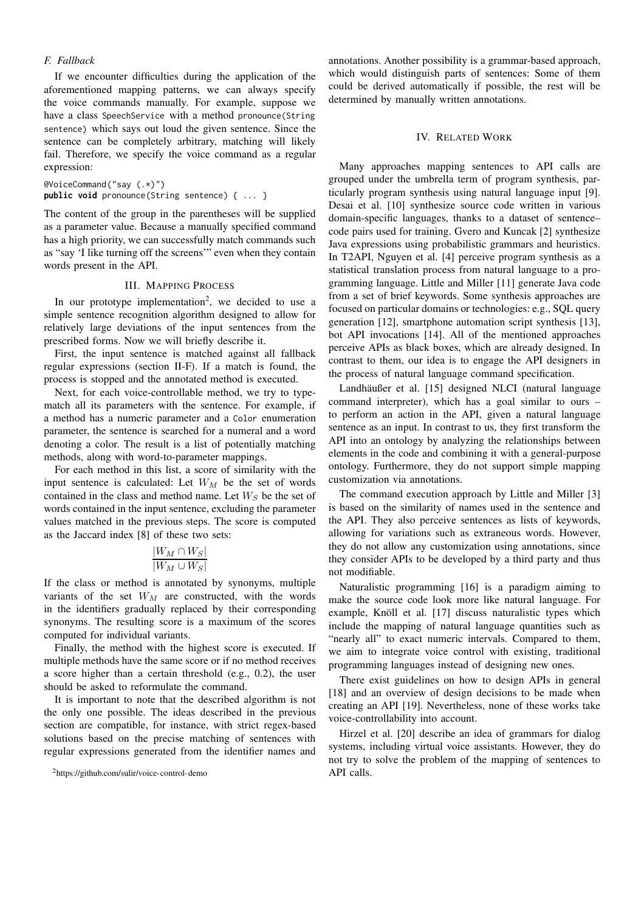### F. Fallback

If we encounter difficulties during the application of the aforementioned mapping patterns, we can always specify the voice commands manually. For example, suppose we have a class `SpeechService` with a method `pronounce(String sentence)` which says out loud the given sentence. Since the sentence can be completely arbitrary, matching will likely fail. Therefore, we specify the voice command as a regular expression:

```
@VoiceCommand("say (.*)")
public void pronounce(String sentence) { ... }
```

The content of the group in the parentheses will be supplied as a parameter value. Because a manually specified command has a high priority, we can successfully match commands such as "say 'I like turning off the screens'" even when they contain words present in the API.

## III. Mapping Process

In our prototype implementation[2], we decided to use a simple sentence recognition algorithm designed to allow for relatively large deviations of the input sentences from the prescribed forms. Now we will briefly describe it.

First, the input sentence is matched against all fallback regular expressions (section II-F). If a match is found, the process is stopped and the annotated method is executed.

Next, for each voice-controllable method, we try to type-match all its parameters with the sentence. For example, if a method has a numeric parameter and a `Color` enumeration parameter, the sentence is searched for a numeral and a word denoting a color. The result is a list of potentially matching methods, along with word-to-parameter mappings.

For each method in this list, a score of similarity with the input sentence is calculated: Let $W_M$ be the set of words contained in the class and method name. Let $W_S$ be the set of words contained in the input sentence, excluding the parameter values matched in the previous steps. The score is computed as the Jaccard index [8] of these two sets:

$$\frac{|W_M \cap W_S|}{|W_M \cup W_S|}$$

If the class or method is annotated by synonyms, multiple variants of the set $W_M$ are constructed, with the words in the identifiers gradually replaced by their corresponding synonyms. The resulting score is a maximum of the scores computed for individual variants.

Finally, the method with the highest score is executed. If multiple methods have the same score or if no method receives a score higher than a certain threshold (e.g., 0.2), the user should be asked to reformulate the command.

It is important to note that the described algorithm is not the only one possible. The ideas described in the previous section are compatible, for instance, with strict regex-based solutions based on the precise matching of sentences with regular expressions generated from the identifier names and annotations. Another possibility is a grammar-based approach, which would distinguish parts of sentences: Some of them could be derived automatically if possible, the rest will be determined by manually written annotations.

[2] https://github.com/sulir/voice-control-demo

## IV. Related Work

Many approaches mapping sentences to API calls are grouped under the umbrella term of program synthesis, particularly program synthesis using natural language input [9]. Desai et al. [10] synthesize source code written in various domain-specific languages, thanks to a dataset of sentence–code pairs used for training. Gvero and Kuncak [2] synthesize Java expressions using probabilistic grammars and heuristics. In T2API, Nguyen et al. [4] perceive program synthesis as a statistical translation process from natural language to a programming language. Little and Miller [11] generate Java code from a set of brief keywords. Some synthesis approaches are focused on particular domains or technologies: e.g., SQL query generation [12], smartphone automation script synthesis [13], bot API invocations [14]. All of the mentioned approaches perceive APIs as black boxes, which are already designed. In contrast to them, our idea is to engage the API designers in the process of natural language command specification.

Landhäußer et al. [15] designed NLCI (natural language command interpreter), which has a goal similar to ours – to perform an action in the API, given a natural language sentence as an input. In contrast to us, they first transform the API into an ontology by analyzing the relationships between elements in the code and combining it with a general-purpose ontology. Furthermore, they do not support simple mapping customization via annotations.

The command execution approach by Little and Miller [3] is based on the similarity of names used in the sentence and the API. They also perceive sentences as lists of keywords, allowing for variations such as extraneous words. However, they do not allow any customization using annotations, since they consider APIs to be developed by a third party and thus not modifiable.

Naturalistic programming [16] is a paradigm aiming to make the source code look more like natural language. For example, Knöll et al. [17] discuss naturalistic types which include the mapping of natural language quantities such as "nearly all" to exact numeric intervals. Compared to them, we aim to integrate voice control with existing, traditional programming languages instead of designing new ones.

There exist guidelines on how to design APIs in general [18] and an overview of design decisions to be made when creating an API [19]. Nevertheless, none of these works take voice-controllability into account.

Hirzel et al. [20] describe an idea of grammars for dialog systems, including virtual voice assistants. However, they do not try to solve the problem of the mapping of sentences to API calls.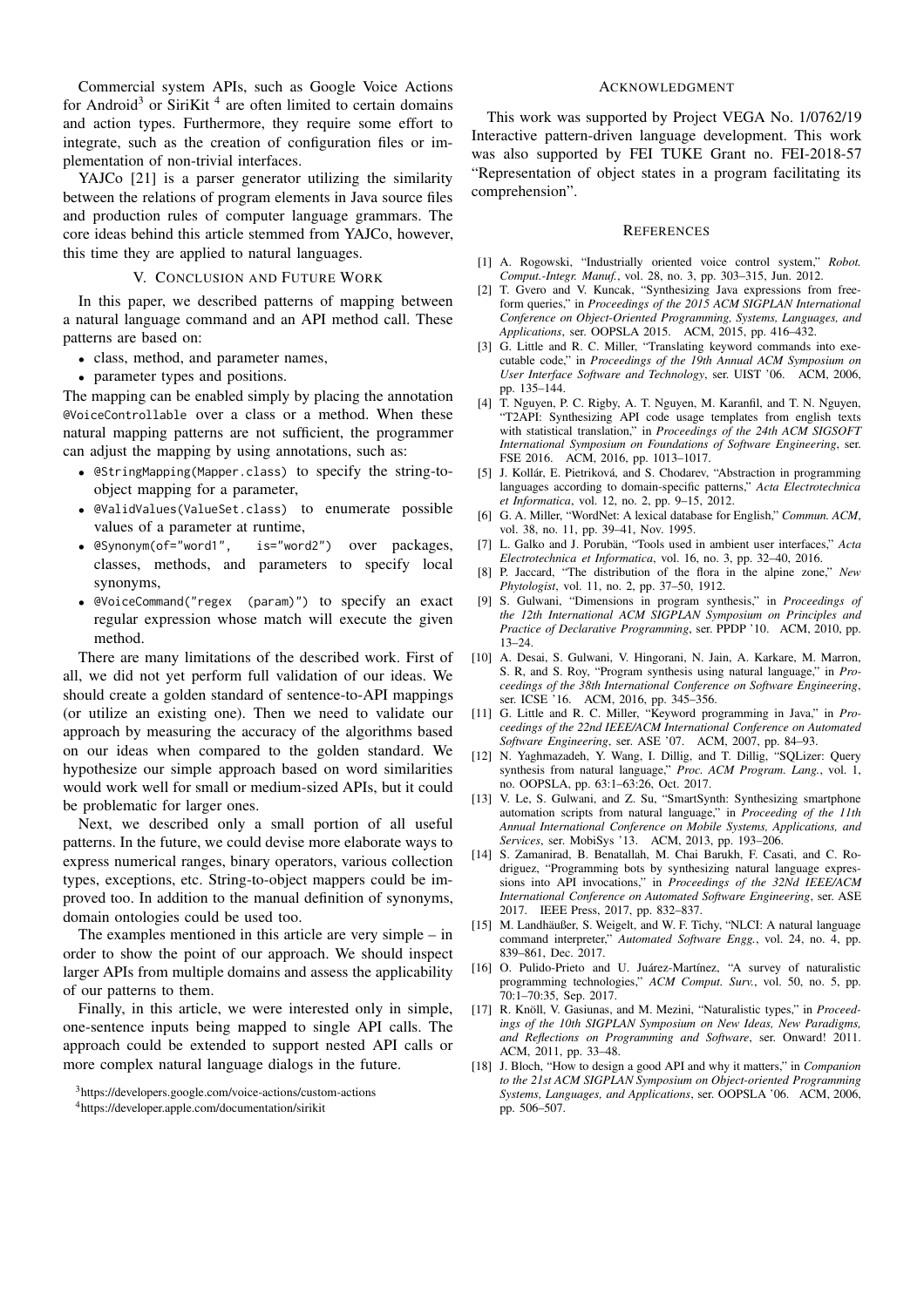Commercial system APIs, such as Google Voice Actions for Android[3] or SiriKit [4] are often limited to certain domains and action types. Furthermore, they require some effort to integrate, such as the creation of configuration files or implementation of non-trivial interfaces.

YAJCo [21] is a parser generator utilizing the similarity between the relations of program elements in Java source files and production rules of computer language grammars. The core ideas behind this article stemmed from YAJCo, however, this time they are applied to natural languages.

## V. Conclusion and Future Work

In this paper, we described patterns of mapping between a natural language command and an API method call. These patterns are based on:

- class, method, and parameter names,
- parameter types and positions.

The mapping can be enabled simply by placing the annotation `@VoiceControllable` over a class or a method. When these natural mapping patterns are not sufficient, the programmer can adjust the mapping by using annotations, such as:

- `@StringMapping(Mapper.class)` to specify the string-to-object mapping for a parameter,
- `@ValidValues(ValueSet.class)` to enumerate possible values of a parameter at runtime,
- `@Synonym(of="word1", is="word2")` over packages, classes, methods, and parameters to specify local synonyms,
- `@VoiceCommand("regex (param)")` to specify an exact regular expression whose match will execute the given method.

There are many limitations of the described work. First of all, we did not yet perform full validation of our ideas. We should create a golden standard of sentence-to-API mappings (or utilize an existing one). Then we need to validate our approach by measuring the accuracy of the algorithms based on our ideas when compared to the golden standard. We hypothesize our simple approach based on word similarities would work well for small or medium-sized APIs, but it could be problematic for larger ones.

Next, we described only a small portion of all useful patterns. In the future, we could devise more elaborate ways to express numerical ranges, binary operators, various collection types, exceptions, etc. String-to-object mappers could be improved too. In addition to the manual definition of synonyms, domain ontologies could be used too.

The examples mentioned in this article are very simple – in order to show the point of our approach. We should inspect larger APIs from multiple domains and assess the applicability of our patterns to them.

Finally, in this article, we were interested only in simple, one-sentence inputs being mapped to single API calls. The approach could be extended to support nested API calls or more complex natural language dialogs in the future.

[3] https://developers.google.com/voice-actions/custom-actions

[4] https://developer.apple.com/documentation/sirikit

## Acknowledgment

This work was supported by Project VEGA No. 1/0762/19 Interactive pattern-driven language development. This work was also supported by FEI TUKE Grant no. FEI-2018-57 "Representation of object states in a program facilitating its comprehension".

## References

[1] A. Rogowski, "Industrially oriented voice control system," *Robot. Comput.-Integr. Manuf.*, vol. 28, no. 3, pp. 303–315, Jun. 2012.

[2] T. Gvero and V. Kuncak, "Synthesizing Java expressions from free-form queries," in *Proceedings of the 2015 ACM SIGPLAN International Conference on Object-Oriented Programming, Systems, Languages, and Applications*, ser. OOPSLA 2015. ACM, 2015, pp. 416–432.

[3] G. Little and R. C. Miller, "Translating keyword commands into executable code," in *Proceedings of the 19th Annual ACM Symposium on User Interface Software and Technology*, ser. UIST '06. ACM, 2006, pp. 135–144.

[4] T. Nguyen, P. C. Rigby, A. T. Nguyen, M. Karanfil, and T. N. Nguyen, "T2API: Synthesizing API code usage templates from english texts with statistical translation," in *Proceedings of the 24th ACM SIGSOFT International Symposium on Foundations of Software Engineering*, ser. FSE 2016. ACM, 2016, pp. 1013–1017.

[5] J. Kollár, E. Pietriková, and S. Chodarev, "Abstraction in programming languages according to domain-specific patterns," *Acta Electrotechnica et Informatica*, vol. 12, no. 2, pp. 9–15, 2012.

[6] G. A. Miller, "WordNet: A lexical database for English," *Commun. ACM*, vol. 38, no. 11, pp. 39–41, Nov. 1995.

[7] L. Galko and J. Porubän, "Tools used in ambient user interfaces," *Acta Electrotechnica et Informatica*, vol. 16, no. 3, pp. 32–40, 2016.

[8] P. Jaccard, "The distribution of the flora in the alpine zone," *New Phytologist*, vol. 11, no. 2, pp. 37–50, 1912.

[9] S. Gulwani, "Dimensions in program synthesis," in *Proceedings of the 12th International ACM SIGPLAN Symposium on Principles and Practice of Declarative Programming*, ser. PPDP '10. ACM, 2010, pp. 13–24.

[10] A. Desai, S. Gulwani, V. Hingorani, N. Jain, A. Karkare, M. Marron, S. R, and S. Roy, "Program synthesis using natural language," in *Proceedings of the 38th International Conference on Software Engineering*, ser. ICSE '16. ACM, 2016, pp. 345–356.

[11] G. Little and R. C. Miller, "Keyword programming in Java," in *Proceedings of the 22nd IEEE/ACM International Conference on Automated Software Engineering*, ser. ASE '07. ACM, 2007, pp. 84–93.

[12] N. Yaghmazadeh, Y. Wang, I. Dillig, and T. Dillig, "SQLizer: Query synthesis from natural language," *Proc. ACM Program. Lang.*, vol. 1, no. OOPSLA, pp. 63:1–63:26, Oct. 2017.

[13] V. Le, S. Gulwani, and Z. Su, "SmartSynth: Synthesizing smartphone automation scripts from natural language," in *Proceeding of the 11th Annual International Conference on Mobile Systems, Applications, and Services*, ser. MobiSys '13. ACM, 2013, pp. 193–206.

[14] S. Zamanirad, B. Benatallah, M. Chai Barukh, F. Casati, and C. Rodriguez, "Programming bots by synthesizing natural language expressions into API invocations," in *Proceedings of the 32Nd IEEE/ACM International Conference on Automated Software Engineering*, ser. ASE 2017. IEEE Press, 2017, pp. 832–837.

[15] M. Landhäußer, S. Weigelt, and W. F. Tichy, "NLCI: A natural language command interpreter," *Automated Software Engg.*, vol. 24, no. 4, pp. 839–861, Dec. 2017.

[16] O. Pulido-Prieto and U. Juárez-Martínez, "A survey of naturalistic programming technologies," *ACM Comput. Surv.*, vol. 50, no. 5, pp. 70:1–70:35, Sep. 2017.

[17] R. Knöll, V. Gasiunas, and M. Mezini, "Naturalistic types," in *Proceedings of the 10th SIGPLAN Symposium on New Ideas, New Paradigms, and Reflections on Programming and Software*, ser. Onward! 2011. ACM, 2011, pp. 33–48.

[18] J. Bloch, "How to design a good API and why it matters," in *Companion to the 21st ACM SIGPLAN Symposium on Object-oriented Programming Systems, Languages, and Applications*, ser. OOPSLA '06. ACM, 2006, pp. 506–507.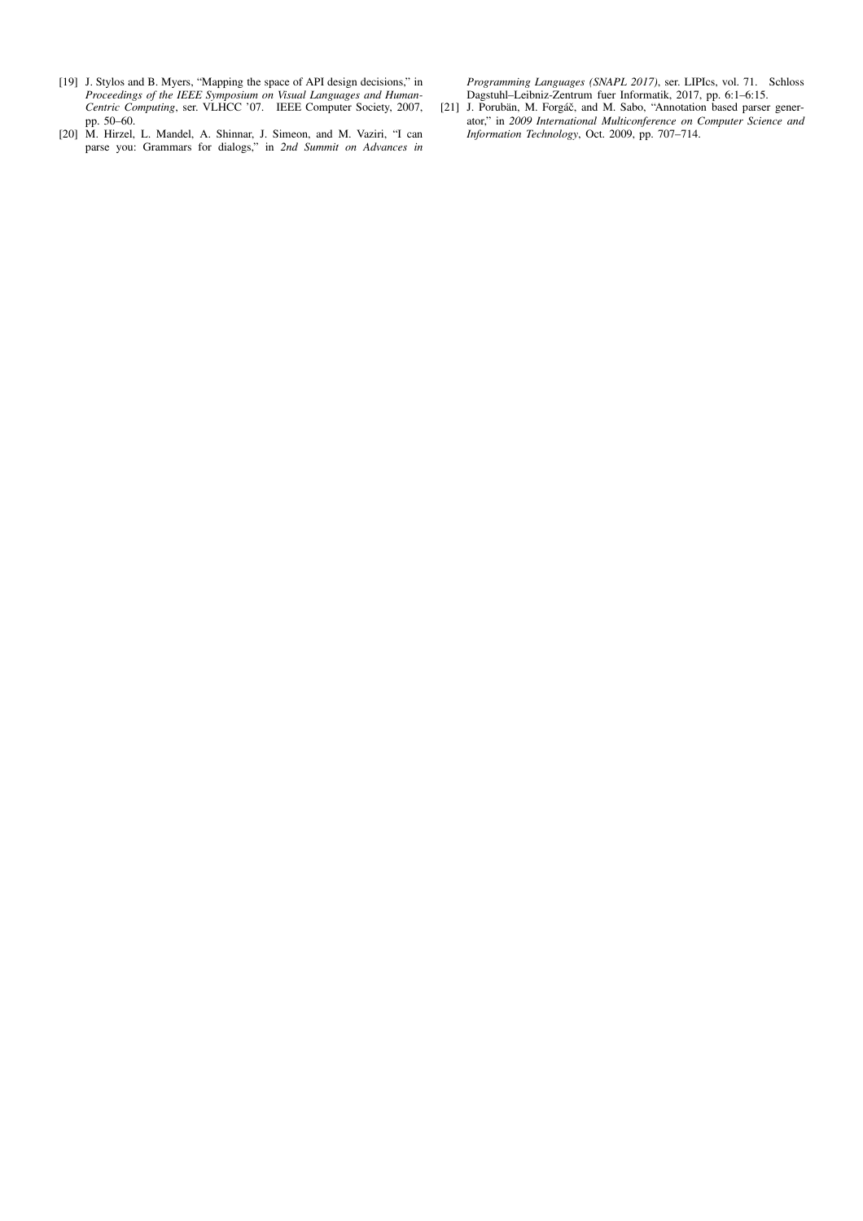[19] J. Stylos and B. Myers, "Mapping the space of API design decisions," in *Proceedings of the IEEE Symposium on Visual Languages and Human-Centric Computing*, ser. VLHCC '07. IEEE Computer Society, 2007, pp. 50–60.

[20] M. Hirzel, L. Mandel, A. Shinnar, J. Simeon, and M. Vaziri, "I can parse you: Grammars for dialogs," in *2nd Summit on Advances in Programming Languages (SNAPL 2017)*, ser. LIPIcs, vol. 71. Schloss Dagstuhl–Leibniz-Zentrum fuer Informatik, 2017, pp. 6:1–6:15.

[21] J. Porubän, M. Forgáč, and M. Sabo, "Annotation based parser generator," in *2009 International Multiconference on Computer Science and Information Technology*, Oct. 2009, pp. 707–714.